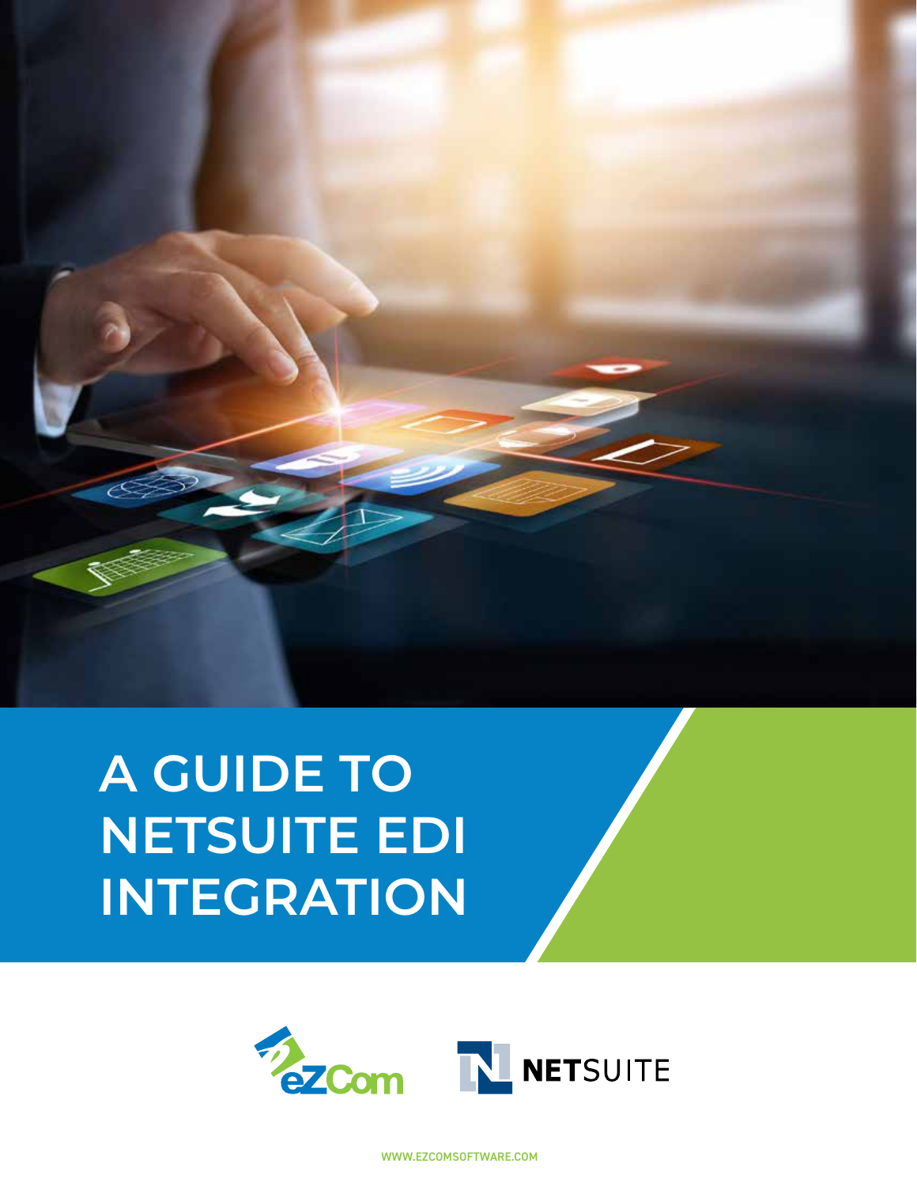# A GUIDE TO NETSUITE EDI INTEGRATION

eZCom NETSUITE

WWW.EZCOMSOFTWARE.COM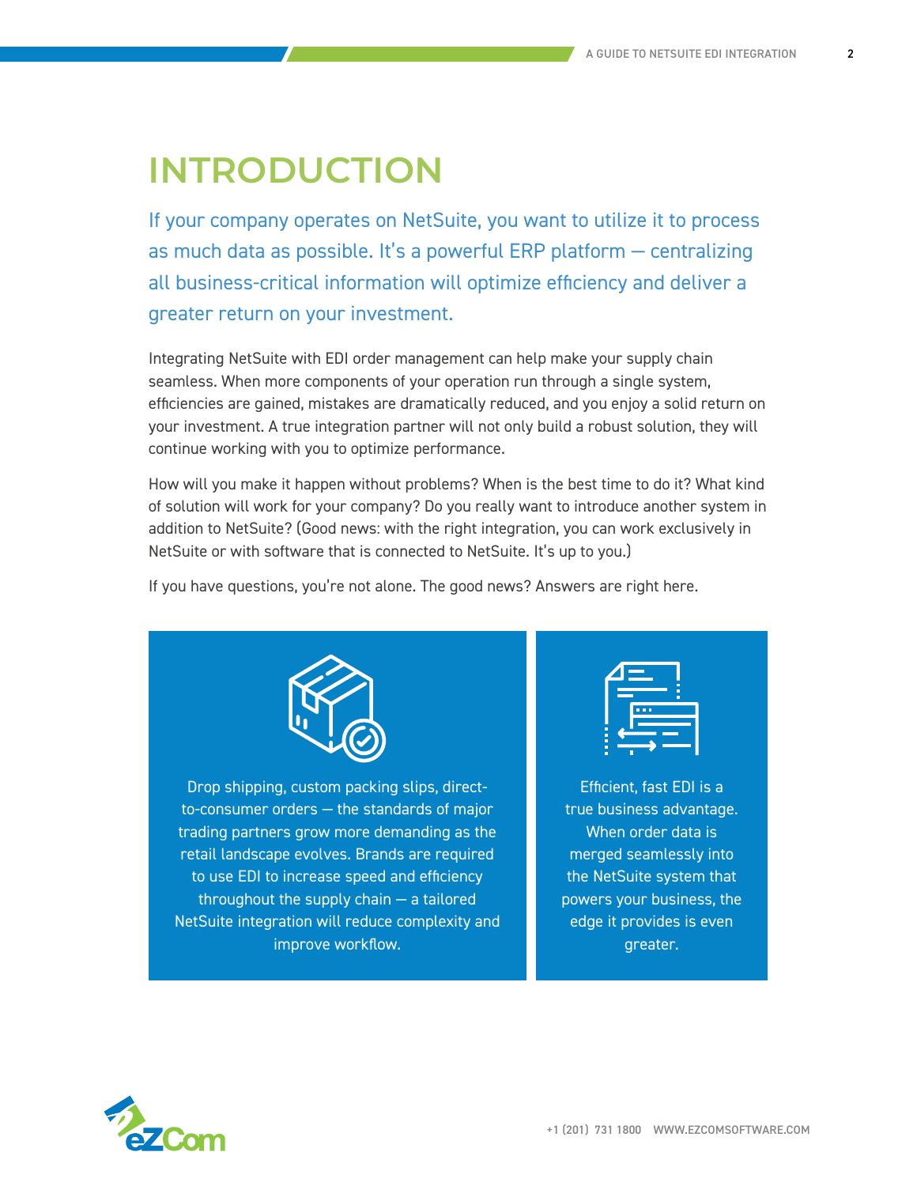# INTRODUCTION

If your company operates on NetSuite, you want to utilize it to process as much data as possible. It's a powerful ERP platform — centralizing all business-critical information will optimize efficiency and deliver a greater return on your investment.

Integrating NetSuite with EDI order management can help make your supply chain seamless. When more components of your operation run through a single system, efficiencies are gained, mistakes are dramatically reduced, and you enjoy a solid return on your investment. A true integration partner will not only build a robust solution, they will continue working with you to optimize performance.

How will you make it happen without problems? When is the best time to do it? What kind of solution will work for your company? Do you really want to introduce another system in addition to NetSuite? (Good news: with the right integration, you can work exclusively in NetSuite or with software that is connected to NetSuite. It's up to you.)

If you have questions, you're not alone. The good news? Answers are right here.

Drop shipping, custom packing slips, direct-to-consumer orders — the standards of major trading partners grow more demanding as the retail landscape evolves. Brands are required to use EDI to increase speed and efficiency throughout the supply chain — a tailored NetSuite integration will reduce complexity and improve workflow.

Efficient, fast EDI is a true business advantage. When order data is merged seamlessly into the NetSuite system that powers your business, the edge it provides is even greater.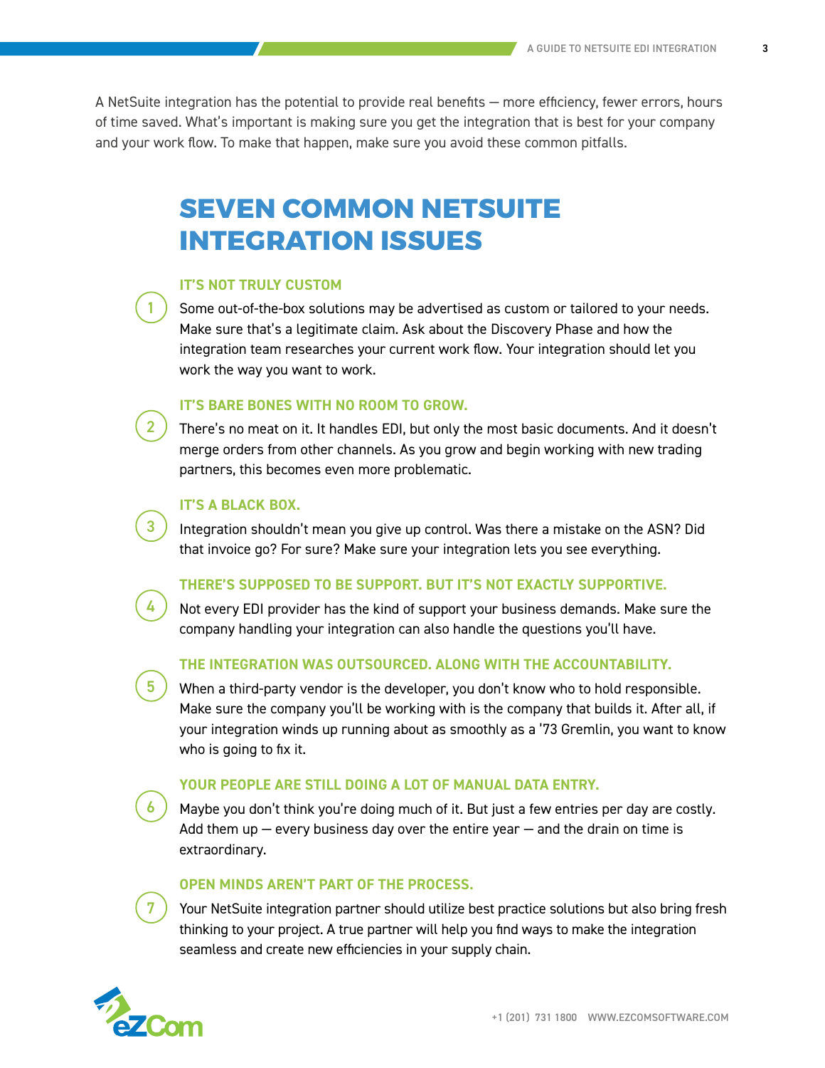A NetSuite integration has the potential to provide real benefits — more efficiency, fewer errors, hours of time saved. What's important is making sure you get the integration that is best for your company and your work flow. To make that happen, make sure you avoid these common pitfalls.

# SEVEN COMMON NETSUITE INTEGRATION ISSUES

### 1. IT'S NOT TRULY CUSTOM

Some out-of-the-box solutions may be advertised as custom or tailored to your needs. Make sure that's a legitimate claim. Ask about the Discovery Phase and how the integration team researches your current work flow. Your integration should let you work the way you want to work.

### 2. IT'S BARE BONES WITH NO ROOM TO GROW.

There's no meat on it. It handles EDI, but only the most basic documents. And it doesn't merge orders from other channels. As you grow and begin working with new trading partners, this becomes even more problematic.

### 3. IT'S A BLACK BOX.

Integration shouldn't mean you give up control. Was there a mistake on the ASN? Did that invoice go? For sure? Make sure your integration lets you see everything.

### 4. THERE'S SUPPOSED TO BE SUPPORT. BUT IT'S NOT EXACTLY SUPPORTIVE.

Not every EDI provider has the kind of support your business demands. Make sure the company handling your integration can also handle the questions you'll have.

### 5. THE INTEGRATION WAS OUTSOURCED. ALONG WITH THE ACCOUNTABILITY.

When a third-party vendor is the developer, you don't know who to hold responsible. Make sure the company you'll be working with is the company that builds it. After all, if your integration winds up running about as smoothly as a '73 Gremlin, you want to know who is going to fix it.

### 6. YOUR PEOPLE ARE STILL DOING A LOT OF MANUAL DATA ENTRY.

Maybe you don't think you're doing much of it. But just a few entries per day are costly. Add them up — every business day over the entire year — and the drain on time is extraordinary.

### 7. OPEN MINDS AREN'T PART OF THE PROCESS.

Your NetSuite integration partner should utilize best practice solutions but also bring fresh thinking to your project. A true partner will help you find ways to make the integration seamless and create new efficiencies in your supply chain.

+1 (201) 731 1800 WWW.EZCOMSOFTWARE.COM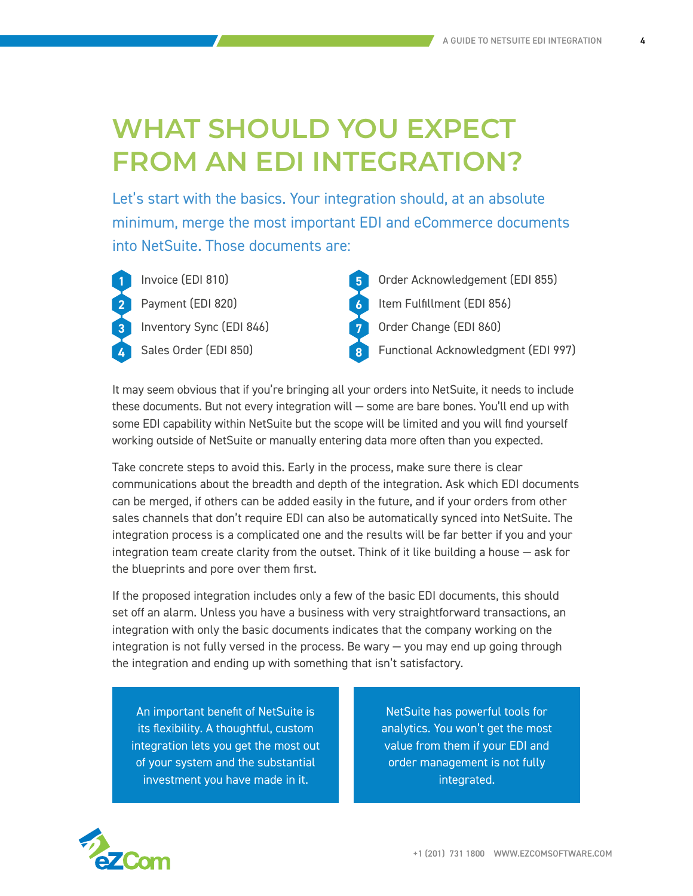# WHAT SHOULD YOU EXPECT FROM AN EDI INTEGRATION?

Let's start with the basics. Your integration should, at an absolute minimum, merge the most important EDI and eCommerce documents into NetSuite. Those documents are:

1. Invoice (EDI 810)
2. Payment (EDI 820)
3. Inventory Sync (EDI 846)
4. Sales Order (EDI 850)
5. Order Acknowledgement (EDI 855)
6. Item Fulfillment (EDI 856)
7. Order Change (EDI 860)
8. Functional Acknowledgment (EDI 997)

It may seem obvious that if you're bringing all your orders into NetSuite, it needs to include these documents. But not every integration will — some are bare bones. You'll end up with some EDI capability within NetSuite but the scope will be limited and you will find yourself working outside of NetSuite or manually entering data more often than you expected.

Take concrete steps to avoid this. Early in the process, make sure there is clear communications about the breadth and depth of the integration. Ask which EDI documents can be merged, if others can be added easily in the future, and if your orders from other sales channels that don't require EDI can also be automatically synced into NetSuite. The integration process is a complicated one and the results will be far better if you and your integration team create clarity from the outset. Think of it like building a house — ask for the blueprints and pore over them first.

If the proposed integration includes only a few of the basic EDI documents, this should set off an alarm. Unless you have a business with very straightforward transactions, an integration with only the basic documents indicates that the company working on the integration is not fully versed in the process. Be wary — you may end up going through the integration and ending up with something that isn't satisfactory.

An important benefit of NetSuite is its flexibility. A thoughtful, custom integration lets you get the most out of your system and the substantial investment you have made in it.

NetSuite has powerful tools for analytics. You won't get the most value from them if your EDI and order management is not fully integrated.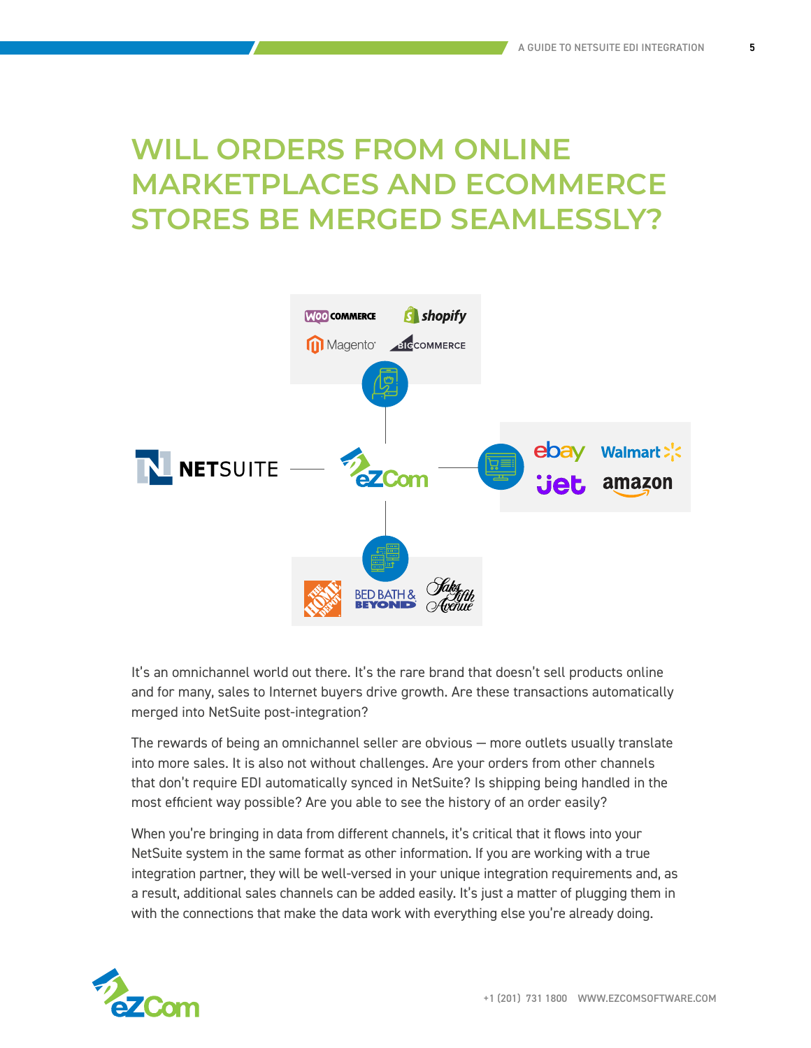# WILL ORDERS FROM ONLINE MARKETPLACES AND ECOMMERCE STORES BE MERGED SEAMLESSLY?

It's an omnichannel world out there. It's the rare brand that doesn't sell products online and for many, sales to Internet buyers drive growth. Are these transactions automatically merged into NetSuite post-integration?

The rewards of being an omnichannel seller are obvious — more outlets usually translate into more sales. It is also not without challenges. Are your orders from other channels that don't require EDI automatically synced in NetSuite? Is shipping being handled in the most efficient way possible? Are you able to see the history of an order easily?

When you're bringing in data from different channels, it's critical that it flows into your NetSuite system in the same format as other information. If you are working with a true integration partner, they will be well-versed in your unique integration requirements and, as a result, additional sales channels can be added easily. It's just a matter of plugging them in with the connections that make the data work with everything else you're already doing.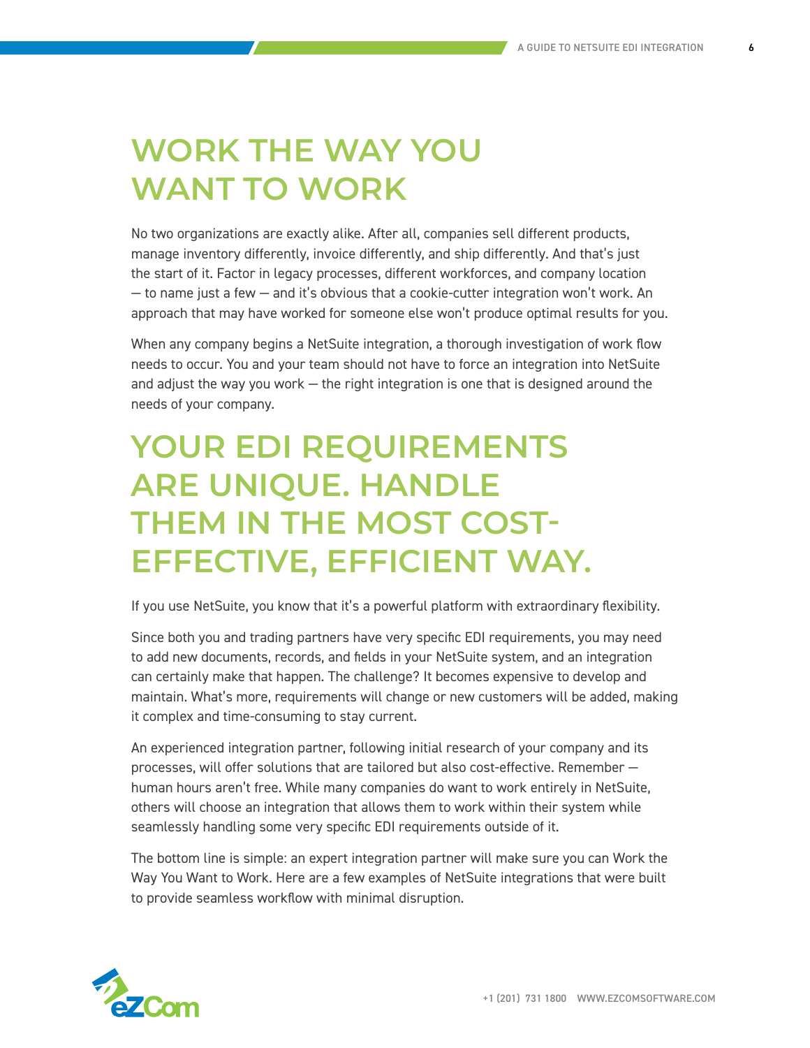# WORK THE WAY YOU WANT TO WORK

No two organizations are exactly alike. After all, companies sell different products, manage inventory differently, invoice differently, and ship differently. And that's just the start of it. Factor in legacy processes, different workforces, and company location — to name just a few — and it's obvious that a cookie-cutter integration won't work. An approach that may have worked for someone else won't produce optimal results for you.

When any company begins a NetSuite integration, a thorough investigation of work flow needs to occur. You and your team should not have to force an integration into NetSuite and adjust the way you work — the right integration is one that is designed around the needs of your company.

# YOUR EDI REQUIREMENTS ARE UNIQUE. HANDLE THEM IN THE MOST COST-EFFECTIVE, EFFICIENT WAY.

If you use NetSuite, you know that it's a powerful platform with extraordinary flexibility.

Since both you and trading partners have very specific EDI requirements, you may need to add new documents, records, and fields in your NetSuite system, and an integration can certainly make that happen. The challenge? It becomes expensive to develop and maintain. What's more, requirements will change or new customers will be added, making it complex and time-consuming to stay current.

An experienced integration partner, following initial research of your company and its processes, will offer solutions that are tailored but also cost-effective. Remember — human hours aren't free. While many companies do want to work entirely in NetSuite, others will choose an integration that allows them to work within their system while seamlessly handling some very specific EDI requirements outside of it.

The bottom line is simple: an expert integration partner will make sure you can Work the Way You Want to Work. Here are a few examples of NetSuite integrations that were built to provide seamless workflow with minimal disruption.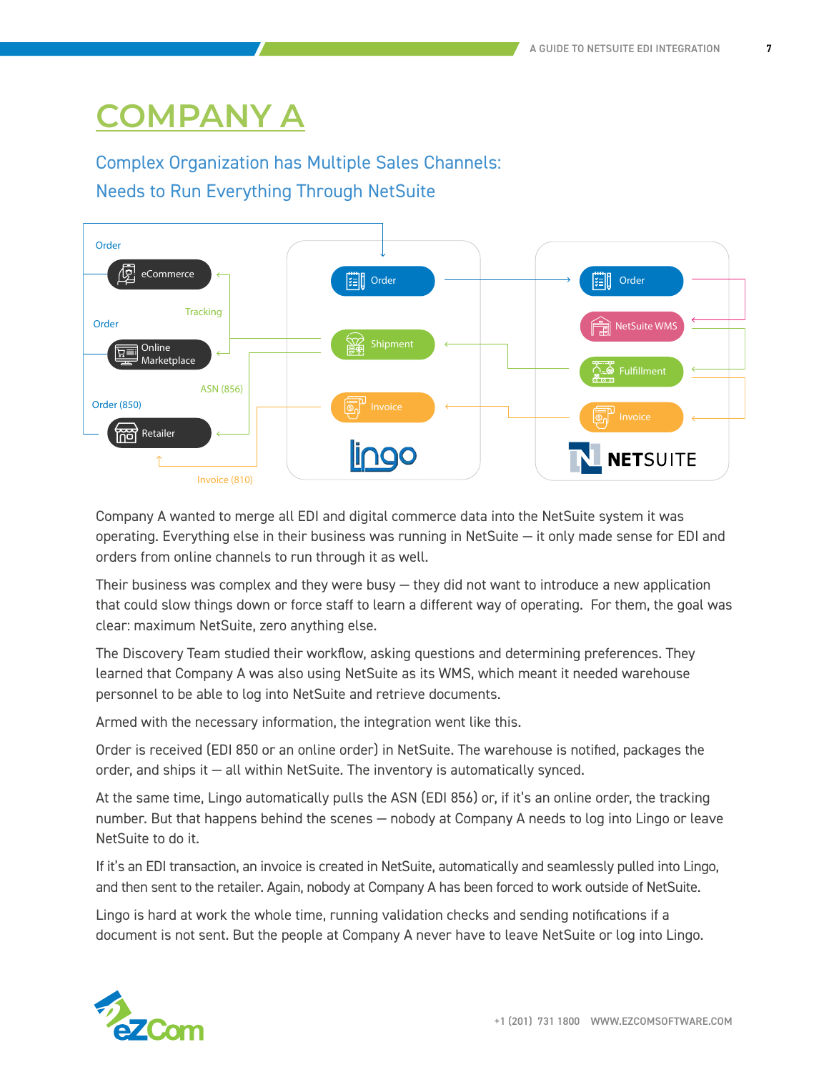# COMPANY A

## Complex Organization has Multiple Sales Channels: Needs to Run Everything Through NetSuite

Order

eCommerce

Tracking

Order

Online Marketplace

ASN (856)

Order (850)

Retailer

Invoice (810)

Order

Shipment

Invoice

lingo

Order

NetSuite WMS

Fulfillment

Invoice

NETSUITE

Company A wanted to merge all EDI and digital commerce data into the NetSuite system it was operating. Everything else in their business was running in NetSuite — it only made sense for EDI and orders from online channels to run through it as well.

Their business was complex and they were busy — they did not want to introduce a new application that could slow things down or force staff to learn a different way of operating. For them, the goal was clear: maximum NetSuite, zero anything else.

The Discovery Team studied their workflow, asking questions and determining preferences. They learned that Company A was also using NetSuite as its WMS, which meant it needed warehouse personnel to be able to log into NetSuite and retrieve documents.

Armed with the necessary information, the integration went like this.

Order is received (EDI 850 or an online order) in NetSuite. The warehouse is notified, packages the order, and ships it — all within NetSuite. The inventory is automatically synced.

At the same time, Lingo automatically pulls the ASN (EDI 856) or, if it's an online order, the tracking number. But that happens behind the scenes — nobody at Company A needs to log into Lingo or leave NetSuite to do it.

If it's an EDI transaction, an invoice is created in NetSuite, automatically and seamlessly pulled into Lingo, and then sent to the retailer. Again, nobody at Company A has been forced to work outside of NetSuite.

Lingo is hard at work the whole time, running validation checks and sending notifications if a document is not sent. But the people at Company A never have to leave NetSuite or log into Lingo.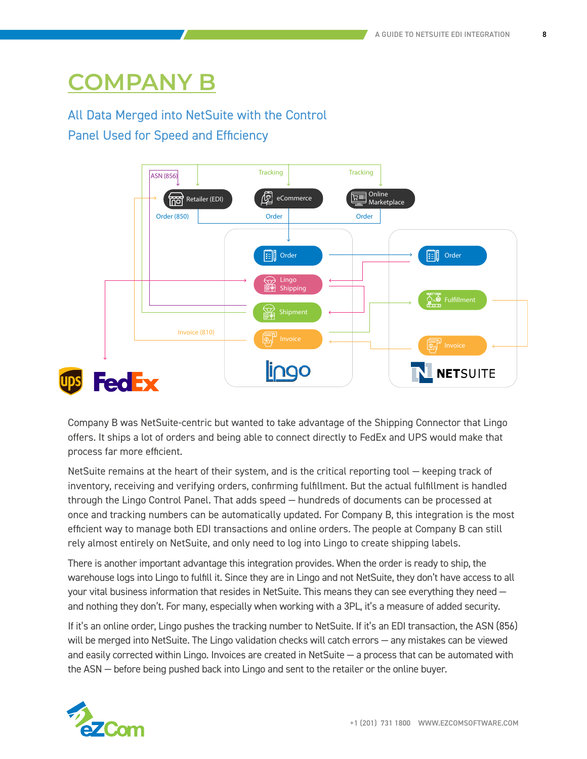# COMPANY B

## All Data Merged into NetSuite with the Control Panel Used for Speed and Efficiency

Company B was NetSuite-centric but wanted to take advantage of the Shipping Connector that Lingo offers. It ships a lot of orders and being able to connect directly to FedEx and UPS would make that process far more efficient.

NetSuite remains at the heart of their system, and is the critical reporting tool — keeping track of inventory, receiving and verifying orders, confirming fulfillment. But the actual fulfillment is handled through the Lingo Control Panel. That adds speed — hundreds of documents can be processed at once and tracking numbers can be automatically updated. For Company B, this integration is the most efficient way to manage both EDI transactions and online orders. The people at Company B can still rely almost entirely on NetSuite, and only need to log into Lingo to create shipping labels.

There is another important advantage this integration provides. When the order is ready to ship, the warehouse logs into Lingo to fulfill it. Since they are in Lingo and not NetSuite, they don't have access to all your vital business information that resides in NetSuite. This means they can see everything they need — and nothing they don't. For many, especially when working with a 3PL, it's a measure of added security.

If it's an online order, Lingo pushes the tracking number to NetSuite. If it's an EDI transaction, the ASN (856) will be merged into NetSuite. The Lingo validation checks will catch errors — any mistakes can be viewed and easily corrected within Lingo. Invoices are created in NetSuite — a process that can be automated with the ASN — before being pushed back into Lingo and sent to the retailer or the online buyer.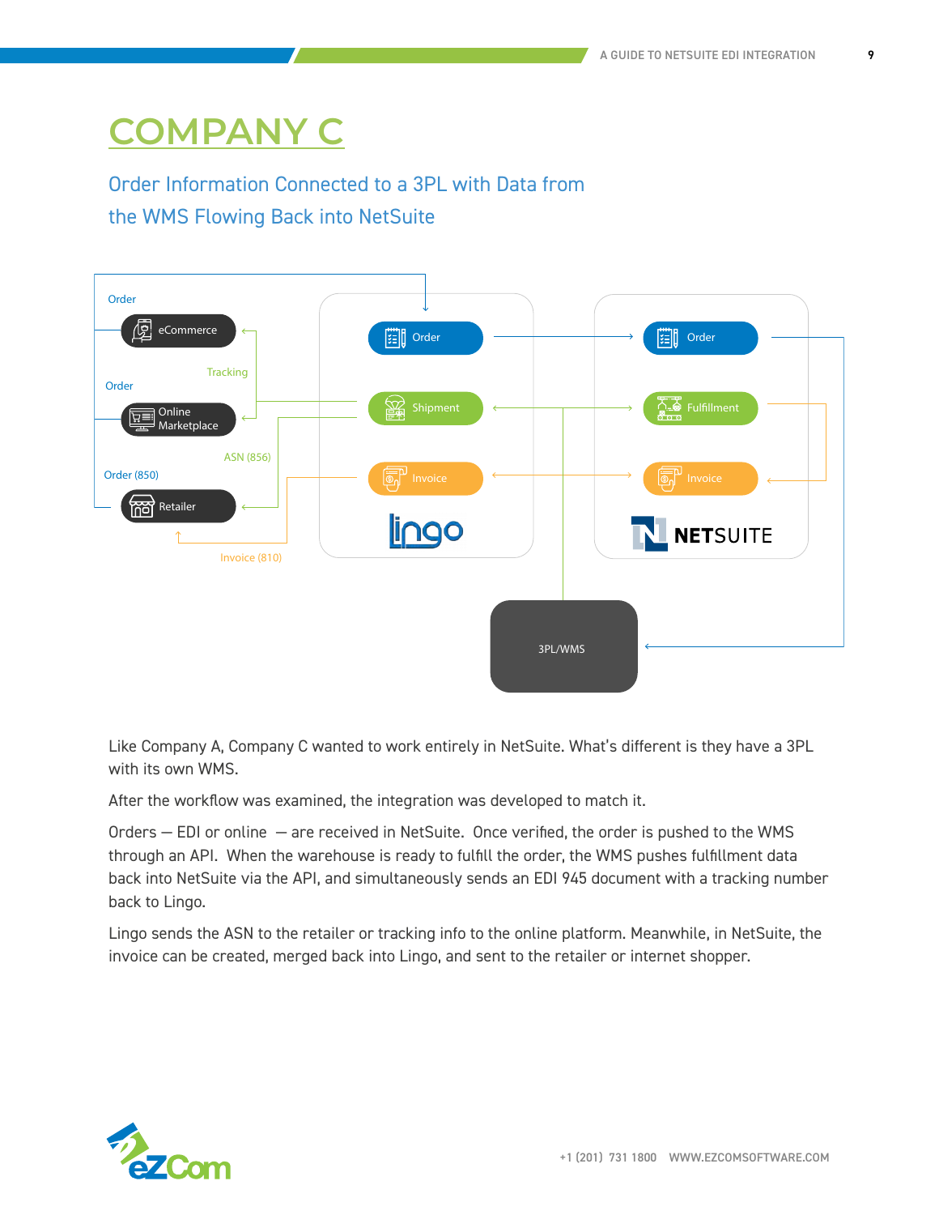# COMPANY C

## Order Information Connected to a 3PL with Data from the WMS Flowing Back into NetSuite

Like Company A, Company C wanted to work entirely in NetSuite. What's different is they have a 3PL with its own WMS.

After the workflow was examined, the integration was developed to match it.

Orders — EDI or online — are received in NetSuite. Once verified, the order is pushed to the WMS through an API. When the warehouse is ready to fulfill the order, the WMS pushes fulfillment data back into NetSuite via the API, and simultaneously sends an EDI 945 document with a tracking number back to Lingo.

Lingo sends the ASN to the retailer or tracking info to the online platform. Meanwhile, in NetSuite, the invoice can be created, merged back into Lingo, and sent to the retailer or internet shopper.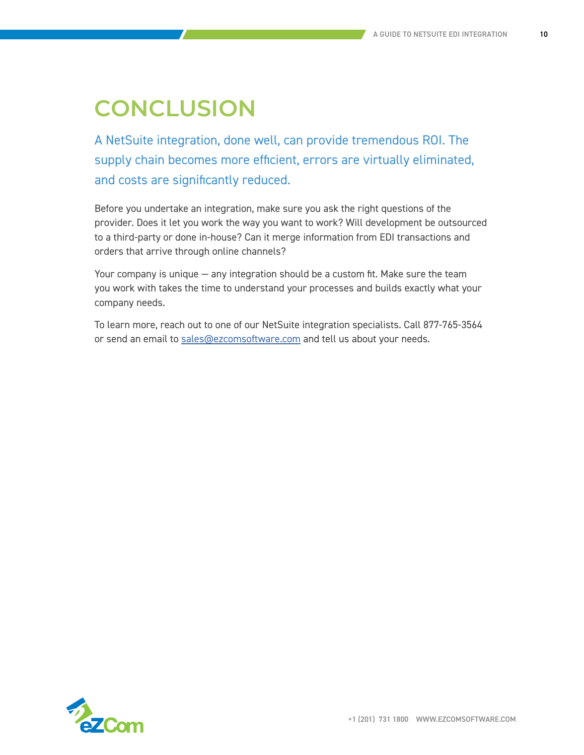# CONCLUSION

A NetSuite integration, done well, can provide tremendous ROI. The supply chain becomes more efficient, errors are virtually eliminated, and costs are significantly reduced.

Before you undertake an integration, make sure you ask the right questions of the provider. Does it let you work the way you want to work? Will development be outsourced to a third-party or done in-house? Can it merge information from EDI transactions and orders that arrive through online channels?

Your company is unique — any integration should be a custom fit. Make sure the team you work with takes the time to understand your processes and builds exactly what your company needs.

To learn more, reach out to one of our NetSuite integration specialists. Call 877-765-3564 or send an email to sales@ezcomsoftware.com and tell us about your needs.